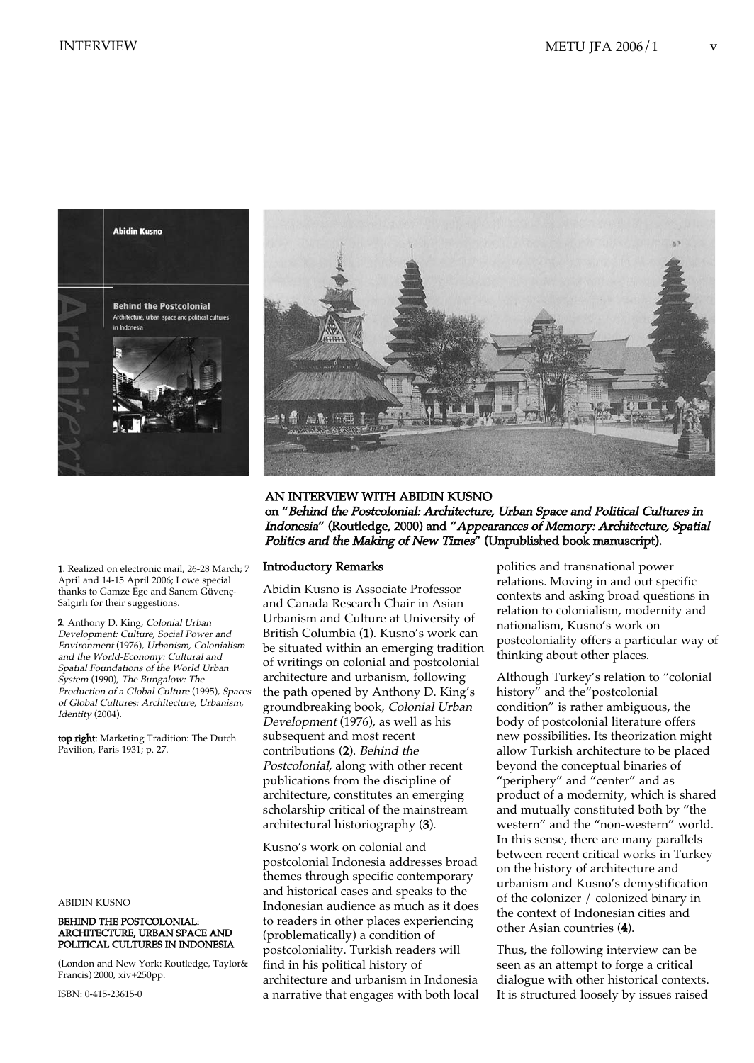## AN INTERVIEW WITH ABIDIN KUSNO

**on "*Behind the Postcolonial: Architecture, Urban Space and Political Cultures in Indonesia*" (Routledge, 2000) and "*Appearances of Memory: Architecture, Spatial Politics and the Making of New Times*" (Unpublished book manuscript).**

### Introductory Remarks

Abidin Kusno is Associate Professor and Canada Research Chair in Asian Urbanism and Culture at University of British Columbia (1). Kusno's work can be situated within an emerging tradition of writings on colonial and postcolonial architecture and urbanism, following the path opened by Anthony D. King's groundbreaking book, *Colonial Urban Development* (1976), as well as his subsequent and most recent contributions (2). *Behind the Postcolonial*, along with other recent publications from the discipline of architecture, constitutes an emerging scholarship critical of the mainstream architectural historiography (3).

Kusno's work on colonial and postcolonial Indonesia addresses broad themes through specific contemporary and historical cases and speaks to the Indonesian audience as much as it does to readers in other places experiencing (problematically) a condition of postcoloniality. Turkish readers will find in his political history of architecture and urbanism in Indonesia a narrative that engages with both local politics and transnational power relations. Moving in and out specific contexts and asking broad questions in relation to colonialism, modernity and nationalism, Kusno's work on postcoloniality offers a particular way of thinking about other places.

Although Turkey's relation to "colonial history" and the"postcolonial condition" is rather ambiguous, the body of postcolonial literature offers new possibilities. Its theorization might allow Turkish architecture to be placed beyond the conceptual binaries of "periphery" and "center" and as product of a modernity, which is shared and mutually constituted both by "the western" and the "non-western" world. In this sense, there are many parallels between recent critical works in Turkey on the history of architecture and urbanism and Kusno's demystification of the colonizer / colonized binary in the context of Indonesian cities and other Asian countries (4).

Thus, the following interview can be seen as an attempt to forge a critical dialogue with other historical contexts. It is structured loosely by issues raised

---

**top right:** Marketing Tradition: The Dutch Pavilion, Paris 1931; p. 27.

ABIDIN KUSNO

**BEHIND THE POSTCOLONIAL: ARCHITECTURE, URBAN SPACE AND POLITICAL CULTURES IN INDONESIA**

(London and New York: Routledge, Taylor& Francis) 2000, xiv+250pp.

ISBN: 0-415-23615-0

---

**1**. Realized on electronic mail, 26-28 March; 7 April and 14-15 April 2006; I owe special thanks to Gamze Ege and Sanem Güvenç-Salgırlı for their suggestions.

**2**. Anthony D. King, *Colonial Urban Development: Culture, Social Power and Environment* (1976), *Urbanism, Colonialism and the World-Economy: Cultural and Spatial Foundations of the World Urban System* (1990), *The Bungalow: The Production of a Global Culture* (1995), *Spaces of Global Cultures: Architecture, Urbanism, Identity* (2004).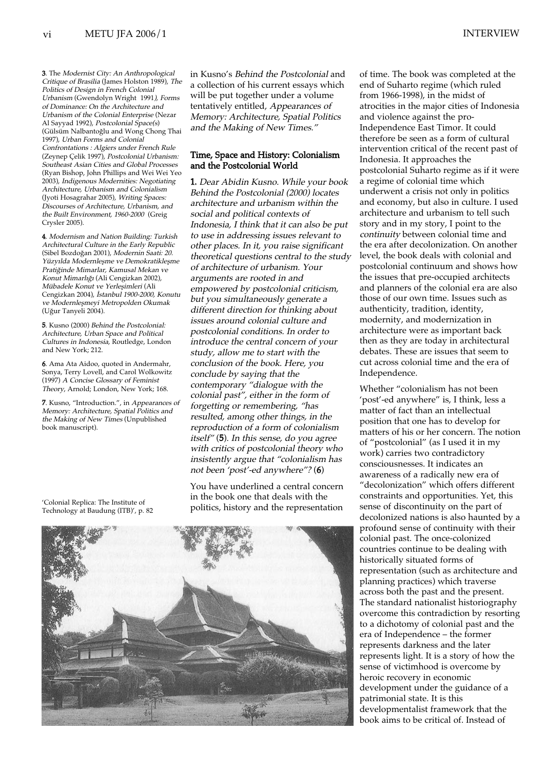3. The *Modernist City: An Anthropological Critique of Brasilia* (James Holston 1989), *The Politics of Design in French Colonial Urbanism* (Gwendolyn Wright 1991), *Forms of Dominance: On the Architecture and Urbanism of the Colonial Enterprise* (Nezar Al Sayyad 1992), *Postcolonial Space(s)* (Gülsüm Nalbantoğlu and Wong Chong Thai 1997), *Urban Forms and Colonial Confrontations : Algiers under French Rule* (Zeynep Çelik 1997), *Postcolonial Urbanism: Southeast Asian Cities and Global Processes* (Ryan Bishop, John Phillips and Wei Wei Yeo 2003), *Indigenous Modernities: Negotiating Architecture, Urbanism and Colonialism* (Jyoti Hosagrahar 2005), *Writing Spaces: Discourses of Architecture, Urbanism, and the Built Environment, 1960-2000* (Greig Crysler 2005).

4. *Modernism and Nation Building: Turkish Architectural Culture in the Early Republic* (Sibel Bozdoğan 2001), *Modernin Saati: 20. Yüzyılda Modernleşme ve Demokratikleşme Pratiğinde Mimarlar, Kamusal Mekan ve Konut Mimarlığı* (Ali Cengizkan 2002), *Mübadele Konut ve Yerleşimleri* (Ali Cengizkan 2004), *İstanbul 1900-2000, Konutu ve Modernleşmeyi Metropolden Okumak* (Uğur Tanyeli 2004).

5. Kusno (2000) *Behind the Postcolonial: Architecture, Urban Space and Political Cultures in Indonesia*, Routledge, London and New York; 212.

6. Ama Ata Aidoo, quoted in Andermahr, Sonya, Terry Lovell, and Carol Wolkowitz (1997) *A Concise Glossary of Feminist Theory*, Arnold; London, New York; 168.

7. Kusno, "Introduction.", in *Appearances of Memory: Architecture, Spatial Politics and the Making of New Times* (Unpublished book manuscript).

'Colonial Replica: The Institute of Technology at Baudung (ITB)', p. 82

in Kusno's *Behind the Postcolonial* and a collection of his current essays which will be put together under a volume tentatively entitled, *Appearances of Memory: Architecture, Spatial Politics and the Making of New Times."*

## Time, Space and History: Colonialism and the Postcolonial World

**1.** *Dear Abidin Kusno. While your book Behind the Postcolonial (2000) locates architecture and urbanism within the social and political contexts of Indonesia, I think that it can also be put to use in addressing issues relevant to other places. In it, you raise significant theoretical questions central to the study of architecture of urbanism. Your arguments are rooted in and empowered by postcolonial criticism, but you simultaneously generate a different direction for thinking about issues around colonial culture and postcolonial conditions. In order to introduce the central concern of your study, allow me to start with the conclusion of the book. Here, you conclude by saying that the contemporary "dialogue with the colonial past", either in the form of forgetting or remembering, "has resulted, among other things, in the reproduction of a form of colonialism itself"* (**5**). *In this sense, do you agree with critics of postcolonial theory who insistently argue that "colonialism has not been 'post'-ed anywhere"?* (**6**)

You have underlined a central concern in the book one that deals with the politics, history and the representation of time. The book was completed at the end of Suharto regime (which ruled from 1966-1998), in the midst of atrocities in the major cities of Indonesia and violence against the pro-Independence East Timor. It could therefore be seen as a form of cultural intervention critical of the recent past of Indonesia. It approaches the postcolonial Suharto regime as if it were a regime of colonial time which underwent a crisis not only in politics and economy, but also in culture. I used architecture and urbanism to tell such story and in my story, I point to the *continuity* between colonial time and the era after decolonization. On another level, the book deals with colonial and postcolonial continuum and shows how the issues that pre-occupied architects and planners of the colonial era are also those of our own time. Issues such as authenticity, tradition, identity, modernity, and modernization in architecture were as important back then as they are today in architectural debates. These are issues that seem to cut across colonial time and the era of Independence.

Whether "colonialism has not been 'post'-ed anywhere" is, I think, less a matter of fact than an intellectual position that one has to develop for matters of his or her concern. The notion of "postcolonial" (as I used it in my work) carries two contradictory consciousnesses. It indicates an awareness of a radically new era of "decolonization" which offers different constraints and opportunities. Yet, this sense of discontinuity on the part of decolonized nations is also haunted by a profound sense of continuity with their colonial past. The once-colonized countries continue to be dealing with historically situated forms of representation (such as architecture and planning practices) which traverse across both the past and the present. The standard nationalist historiography overcome this contradiction by resorting to a dichotomy of colonial past and the era of Independence – the former represents darkness and the later represents light. It is a story of how the sense of victimhood is overcome by heroic recovery in economic development under the guidance of a patrimonial state. It is this developmentalist framework that the book aims to be critical of. Instead of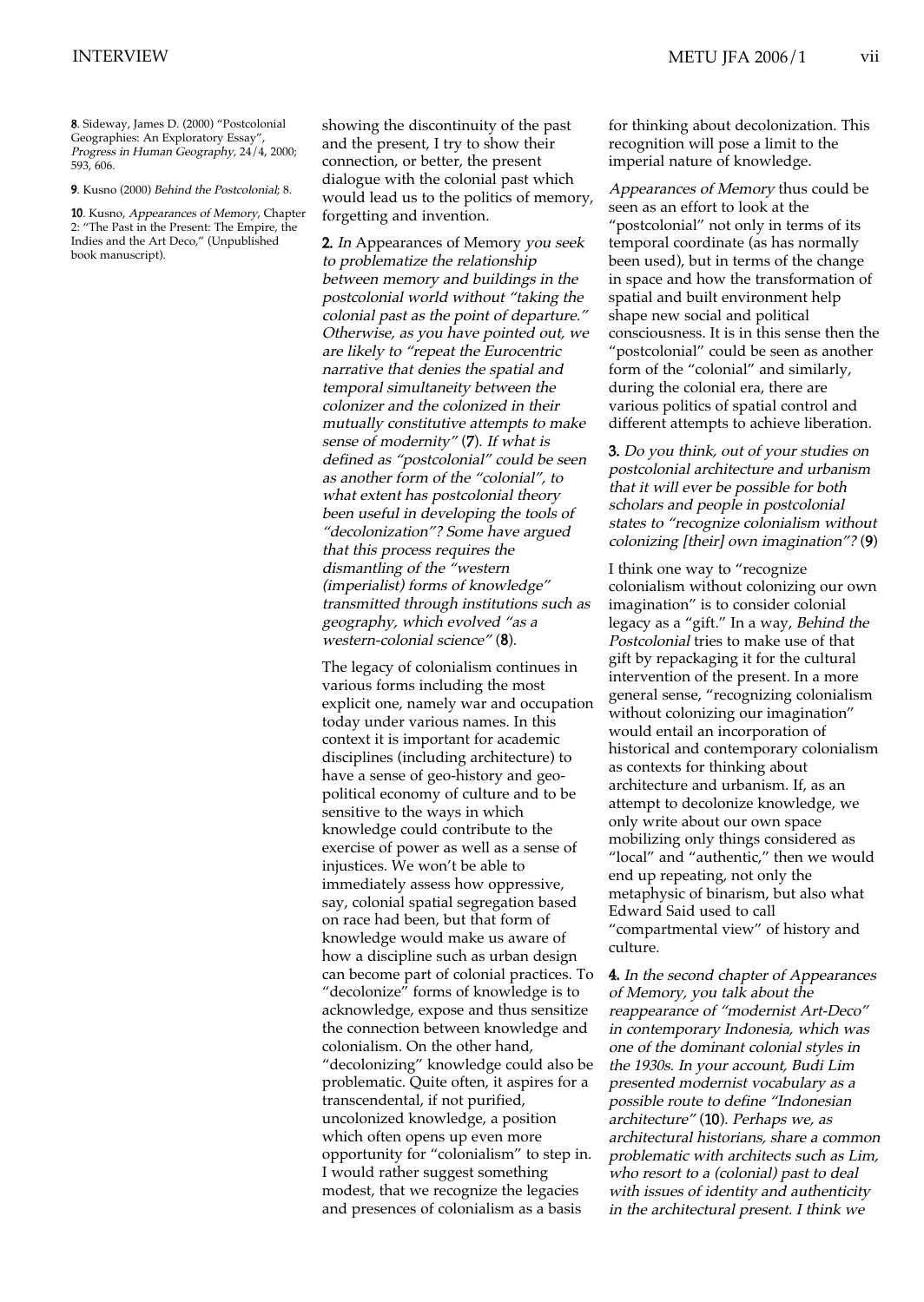showing the discontinuity of the past and the present, I try to show their connection, or better, the present dialogue with the colonial past which would lead us to the politics of memory, forgetting and invention.

**2.** *In* Appearances of Memory *you seek to problematize the relationship between memory and buildings in the postcolonial world without "taking the colonial past as the point of departure." Otherwise, as you have pointed out, we are likely to "repeat the Eurocentric narrative that denies the spatial and temporal simultaneity between the colonizer and the colonized in their mutually constitutive attempts to make sense of modernity"* (**7**). *If what is defined as "postcolonial" could be seen as another form of the "colonial", to what extent has postcolonial theory been useful in developing the tools of "decolonization"? Some have argued that this process requires the dismantling of the "western (imperialist) forms of knowledge" transmitted through institutions such as geography, which evolved "as a western-colonial science"* (**8**).

The legacy of colonialism continues in various forms including the most explicit one, namely war and occupation today under various names. In this context it is important for academic disciplines (including architecture) to have a sense of geo-history and geo-political economy of culture and to be sensitive to the ways in which knowledge could contribute to the exercise of power as well as a sense of injustices. We won't be able to immediately assess how oppressive, say, colonial spatial segregation based on race had been, but that form of knowledge would make us aware of how a discipline such as urban design can become part of colonial practices. To "decolonize" forms of knowledge is to acknowledge, expose and thus sensitize the connection between knowledge and colonialism. On the other hand, "decolonizing" knowledge could also be problematic. Quite often, it aspires for a transcendental, if not purified, uncolonized knowledge, a position which often opens up even more opportunity for "colonialism" to step in. I would rather suggest something modest, that we recognize the legacies and presences of colonialism as a basis for thinking about decolonization. This recognition will pose a limit to the imperial nature of knowledge.

*Appearances of Memory* thus could be seen as an effort to look at the "postcolonial" not only in terms of its temporal coordinate (as has normally been used), but in terms of the change in space and how the transformation of spatial and built environment help shape new social and political consciousness. It is in this sense then the "postcolonial" could be seen as another form of the "colonial" and similarly, during the colonial era, there are various politics of spatial control and different attempts to achieve liberation.

**3.** *Do you think, out of your studies on postcolonial architecture and urbanism that it will ever be possible for both scholars and people in postcolonial states to "recognize colonialism without colonizing [their] own imagination"?* (**9**)

I think one way to "recognize colonialism without colonizing our own imagination" is to consider colonial legacy as a "gift." In a way, *Behind the Postcolonial* tries to make use of that gift by repackaging it for the cultural intervention of the present. In a more general sense, "recognizing colonialism without colonizing our imagination" would entail an incorporation of historical and contemporary colonialism as contexts for thinking about architecture and urbanism. If, as an attempt to decolonize knowledge, we only write about our own space mobilizing only things considered as "local" and "authentic," then we would end up repeating, not only the metaphysic of binarism, but also what Edward Said used to call "compartmental view" of history and culture.

**4.** *In the second chapter of Appearances of Memory, you talk about the reappearance of "modernist Art-Deco" in contemporary Indonesia, which was one of the dominant colonial styles in the 1930s. In your account, Budi Lim presented modernist vocabulary as a possible route to define "Indonesian architecture"* (**10**). *Perhaps we, as architectural historians, share a common problematic with architects such as Lim, who resort to a (colonial) past to deal with issues of identity and authenticity in the architectural present. I think we*

**8**. Sideway, James D. (2000) "Postcolonial Geographies: An Exploratory Essay", *Progress in Human Geography*, 24/4, 2000; 593, 606.

**9**. Kusno (2000) *Behind the Postcolonial*; 8.

**10**. Kusno, *Appearances of Memory*, Chapter 2: "The Past in the Present: The Empire, the Indies and the Art Deco," (Unpublished book manuscript).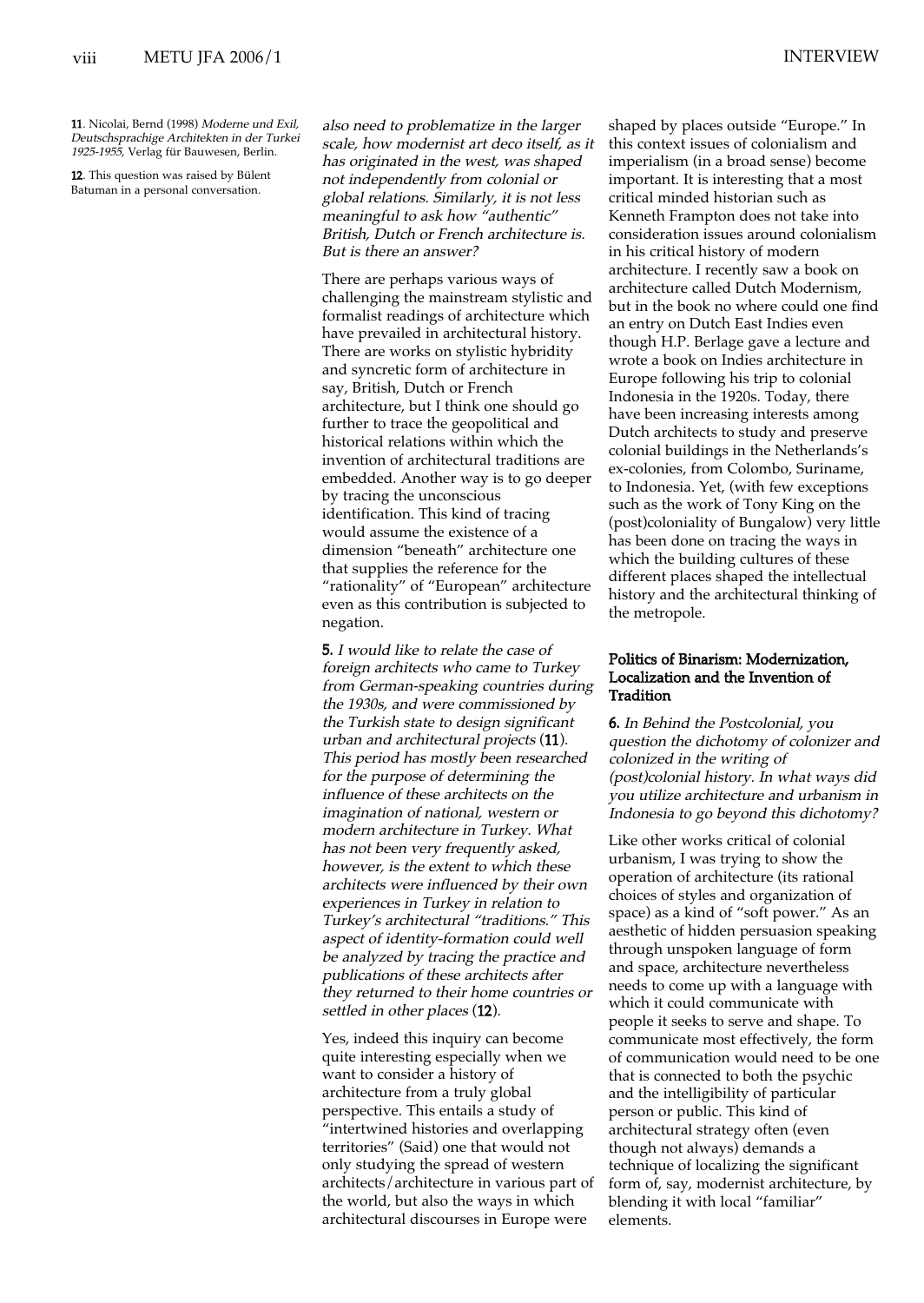*also need to problematize in the larger scale, how modernist art deco itself, as it has originated in the west, was shaped not independently from colonial or global relations. Similarly, it is not less meaningful to ask how "authentic" British, Dutch or French architecture is. But is there an answer?*

There are perhaps various ways of challenging the mainstream stylistic and formalist readings of architecture which have prevailed in architectural history. There are works on stylistic hybridity and syncretic form of architecture in say, British, Dutch or French architecture, but I think one should go further to trace the geopolitical and historical relations within which the invention of architectural traditions are embedded. Another way is to go deeper by tracing the unconscious identification. This kind of tracing would assume the existence of a dimension "beneath" architecture one that supplies the reference for the "rationality" of "European" architecture even as this contribution is subjected to negation.

**5.** *I would like to relate the case of foreign architects who came to Turkey from German-speaking countries during the 1930s, and were commissioned by the Turkish state to design significant urban and architectural projects* (**11**). *This period has mostly been researched for the purpose of determining the influence of these architects on the imagination of national, western or modern architecture in Turkey. What has not been very frequently asked, however, is the extent to which these architects were influenced by their own experiences in Turkey in relation to Turkey's architectural "traditions." This aspect of identity-formation could well be analyzed by tracing the practice and publications of these architects after they returned to their home countries or settled in other places* (**12**).

Yes, indeed this inquiry can become quite interesting especially when we want to consider a history of architecture from a truly global perspective. This entails a study of "intertwined histories and overlapping territories" (Said) one that would not only studying the spread of western architects/architecture in various part of the world, but also the ways in which architectural discourses in Europe were shaped by places outside "Europe." In this context issues of colonialism and imperialism (in a broad sense) become important. It is interesting that a most critical minded historian such as Kenneth Frampton does not take into consideration issues around colonialism in his critical history of modern architecture. I recently saw a book on architecture called Dutch Modernism, but in the book no where could one find an entry on Dutch East Indies even though H.P. Berlage gave a lecture and wrote a book on Indies architecture in Europe following his trip to colonial Indonesia in the 1920s. Today, there have been increasing interests among Dutch architects to study and preserve colonial buildings in the Netherlands's ex-colonies, from Colombo, Suriname, to Indonesia. Yet, (with few exceptions such as the work of Tony King on the (post)coloniality of Bungalow) very little has been done on tracing the ways in which the building cultures of these different places shaped the intellectual history and the architectural thinking of the metropole.

## Politics of Binarism: Modernization, Localization and the Invention of Tradition

**6.** *In Behind the Postcolonial, you question the dichotomy of colonizer and colonized in the writing of (post)colonial history. In what ways did you utilize architecture and urbanism in Indonesia to go beyond this dichotomy?*

Like other works critical of colonial urbanism, I was trying to show the operation of architecture (its rational choices of styles and organization of space) as a kind of "soft power." As an aesthetic of hidden persuasion speaking through unspoken language of form and space, architecture nevertheless needs to come up with a language with which it could communicate with people it seeks to serve and shape. To communicate most effectively, the form of communication would need to be one that is connected to both the psychic and the intelligibility of particular person or public. This kind of architectural strategy often (even though not always) demands a technique of localizing the significant form of, say, modernist architecture, by blending it with local "familiar" elements.

---

**11**. Nicolai, Bernd (1998) *Moderne und Exil, Deutschsprachige Architekten in der Turkei 1925-1955*, Verlag für Bauwesen, Berlin.

**12**. This question was raised by Bülent Batuman in a personal conversation.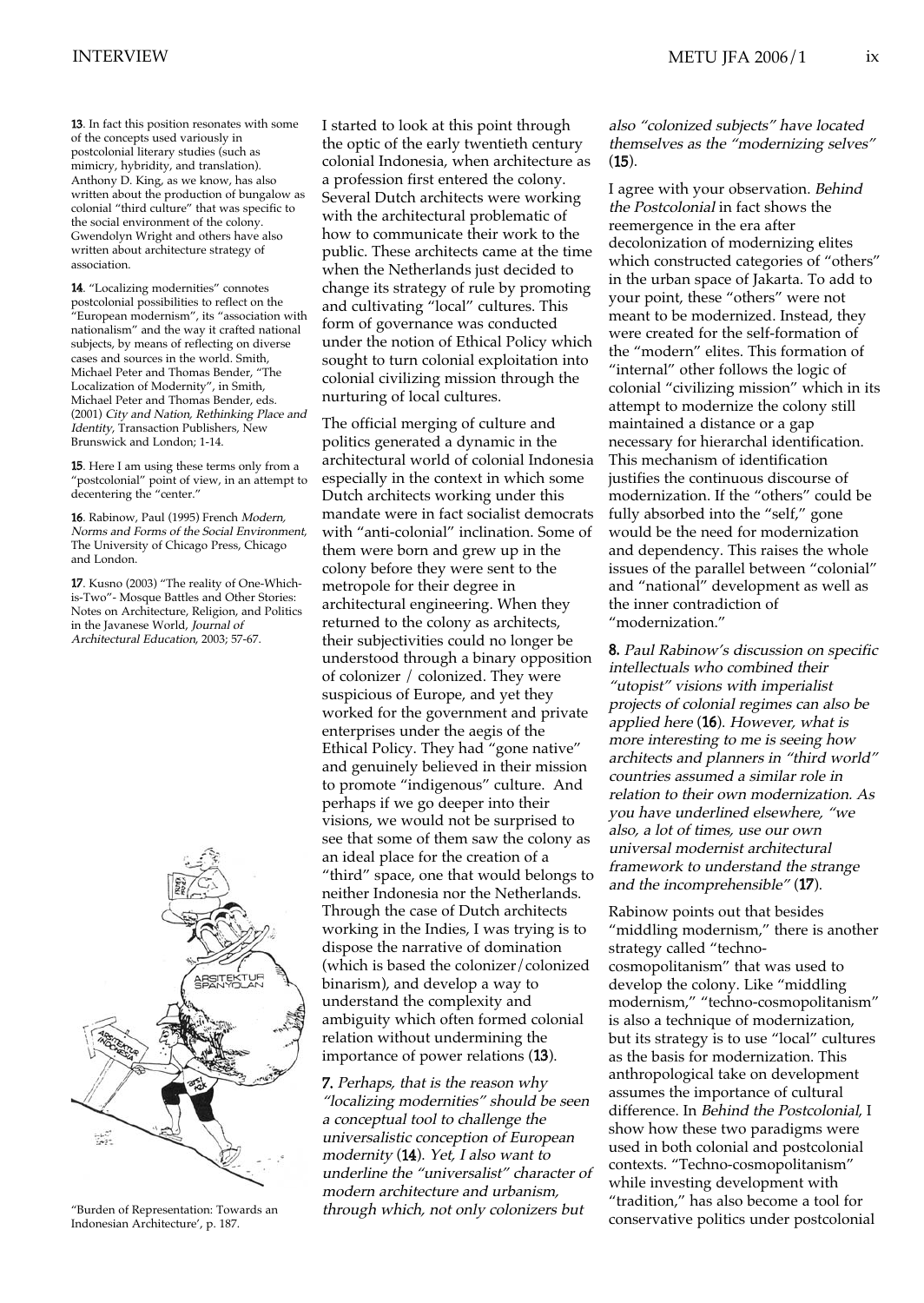I started to look at this point through the optic of the early twentieth century colonial Indonesia, when architecture as a profession first entered the colony. Several Dutch architects were working with the architectural problematic of how to communicate their work to the public. These architects came at the time when the Netherlands just decided to change its strategy of rule by promoting and cultivating "local" cultures. This form of governance was conducted under the notion of Ethical Policy which sought to turn colonial exploitation into colonial civilizing mission through the nurturing of local cultures.

The official merging of culture and politics generated a dynamic in the architectural world of colonial Indonesia especially in the context in which some Dutch architects working under this mandate were in fact socialist democrats with "anti-colonial" inclination. Some of them were born and grew up in the colony before they were sent to the metropole for their degree in architectural engineering. When they returned to the colony as architects, their subjectivities could no longer be understood through a binary opposition of colonizer / colonized. They were suspicious of Europe, and yet they worked for the government and private enterprises under the aegis of the Ethical Policy. They had "gone native" and genuinely believed in their mission to promote "indigenous" culture. And perhaps if we go deeper into their visions, we would not be surprised to see that some of them saw the colony as an ideal place for the creation of a "third" space, one that would belongs to neither Indonesia nor the Netherlands. Through the case of Dutch architects working in the Indies, I was trying is to dispose the narrative of domination (which is based the colonizer/colonized binarism), and develop a way to understand the complexity and ambiguity which often formed colonial relation without undermining the importance of power relations (**13**).

**7.** *Perhaps, that is the reason why "localizing modernities" should be seen a conceptual tool to challenge the universalistic conception of European modernity* (**14**). *Yet, I also want to underline the "universalist" character of modern architecture and urbanism, through which, not only colonizers but also "colonized subjects" have located themselves as the "modernizing selves"* (**15**).

I agree with your observation. *Behind the Postcolonial* in fact shows the reemergence in the era after decolonization of modernizing elites which constructed categories of "others" in the urban space of Jakarta. To add to your point, these "others" were not meant to be modernized. Instead, they were created for the self-formation of the "modern" elites. This formation of "internal" other follows the logic of colonial "civilizing mission" which in its attempt to modernize the colony still maintained a distance or a gap necessary for hierarchal identification. This mechanism of identification justifies the continuous discourse of modernization. If the "others" could be fully absorbed into the "self," gone would be the need for modernization and dependency. This raises the whole issues of the parallel between "colonial" and "national" development as well as the inner contradiction of "modernization."

**8.** *Paul Rabinow's discussion on specific intellectuals who combined their "utopist" visions with imperialist projects of colonial regimes can also be applied here* (**16**). *However, what is more interesting to me is seeing how architects and planners in "third world" countries assumed a similar role in relation to their own modernization. As you have underlined elsewhere, "we also, a lot of times, use our own universal modernist architectural framework to understand the strange and the incomprehensible"* (**17**).

Rabinow points out that besides "middling modernism," there is another strategy called "techno-cosmopolitanism" that was used to develop the colony. Like "middling modernism," "techno-cosmopolitanism" is also a technique of modernization, but its strategy is to use "local" cultures as the basis for modernization. This anthropological take on development assumes the importance of cultural difference. In *Behind the Postcolonial*, I show how these two paradigms were used in both colonial and postcolonial contexts. "Techno-cosmopolitanism" while investing development with "tradition," has also become a tool for conservative politics under postcolonial

"Burden of Representation: Towards an Indonesian Architecture', p. 187.

---

**13**. In fact this position resonates with some of the concepts used variously in postcolonial literary studies (such as mimicry, hybridity, and translation). Anthony D. King, as we know, has also written about the production of bungalow as colonial "third culture" that was specific to the social environment of the colony. Gwendolyn Wright and others have also written about architecture strategy of association.

**14**. "Localizing modernities" connotes postcolonial possibilities to reflect on the "European modernism", its "association with nationalism" and the way it crafted national subjects, by means of reflecting on diverse cases and sources in the world. Smith, Michael Peter and Thomas Bender, "The Localization of Modernity", in Smith, Michael Peter and Thomas Bender, eds. (2001) *City and Nation, Rethinking Place and Identity*, Transaction Publishers, New Brunswick and London; 1-14.

**15**. Here I am using these terms only from a "postcolonial" point of view, in an attempt to decentering the "center."

**16**. Rabinow, Paul (1995) French *Modern, Norms and Forms of the Social Environment*, The University of Chicago Press, Chicago and London.

**17**. Kusno (2003) "The reality of One-Which-is-Two"- Mosque Battles and Other Stories: Notes on Architecture, Religion, and Politics in the Javanese World, *Journal of Architectural Education*, 2003; 57-67.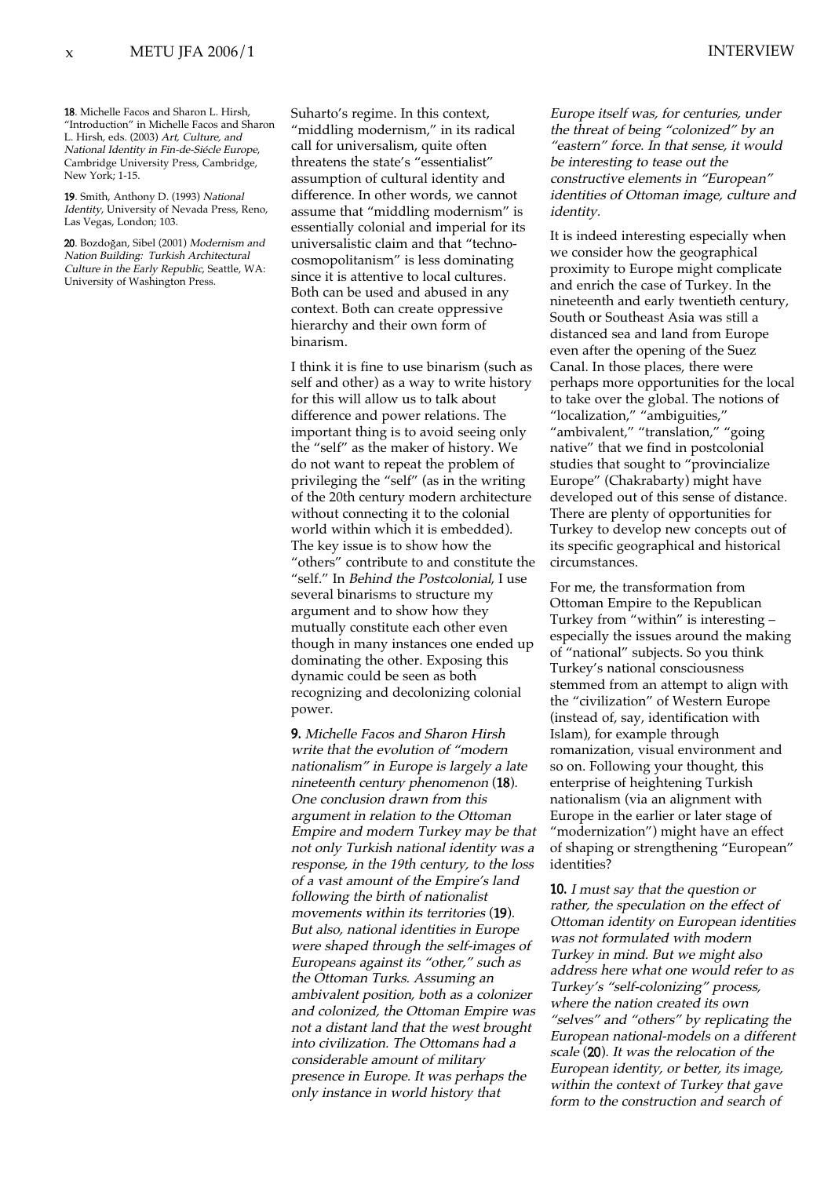Suharto's regime. In this context, "middling modernism," in its radical call for universalism, quite often threatens the state's "essentialist" assumption of cultural identity and difference. In other words, we cannot assume that "middling modernism" is essentially colonial and imperial for its universalistic claim and that "techno-cosmopolitanism" is less dominating since it is attentive to local cultures. Both can be used and abused in any context. Both can create oppressive hierarchy and their own form of binarism.

I think it is fine to use binarism (such as self and other) as a way to write history for this will allow us to talk about difference and power relations. The important thing is to avoid seeing only the "self" as the maker of history. We do not want to repeat the problem of privileging the "self" (as in the writing of the 20th century modern architecture without connecting it to the colonial world within which it is embedded). The key issue is to show how the "others" contribute to and constitute the "self." In *Behind the Postcolonial*, I use several binarisms to structure my argument and to show how they mutually constitute each other even though in many instances one ended up dominating the other. Exposing this dynamic could be seen as both recognizing and decolonizing colonial power.

**9.** *Michelle Facos and Sharon Hirsh write that the evolution of "modern nationalism" in Europe is largely a late nineteenth century phenomenon* (**18**). *One conclusion drawn from this argument in relation to the Ottoman Empire and modern Turkey may be that not only Turkish national identity was a response, in the 19th century, to the loss of a vast amount of the Empire's land following the birth of nationalist movements within its territories* (**19**). *But also, national identities in Europe were shaped through the self-images of Europeans against its "other," such as the Ottoman Turks. Assuming an ambivalent position, both as a colonizer and colonized, the Ottoman Empire was not a distant land that the west brought into civilization. The Ottomans had a considerable amount of military presence in Europe. It was perhaps the only instance in world history that Europe itself was, for centuries, under the threat of being "colonized" by an "eastern" force. In that sense, it would be interesting to tease out the constructive elements in "European" identities of Ottoman image, culture and identity.*

It is indeed interesting especially when we consider how the geographical proximity to Europe might complicate and enrich the case of Turkey. In the nineteenth and early twentieth century, South or Southeast Asia was still a distanced sea and land from Europe even after the opening of the Suez Canal. In those places, there were perhaps more opportunities for the local to take over the global. The notions of "localization," "ambiguities," "ambivalent," "translation," "going native" that we find in postcolonial studies that sought to "provincialize Europe" (Chakrabarty) might have developed out of this sense of distance. There are plenty of opportunities for Turkey to develop new concepts out of its specific geographical and historical circumstances.

For me, the transformation from Ottoman Empire to the Republican Turkey from "within" is interesting – especially the issues around the making of "national" subjects. So you think Turkey's national consciousness stemmed from an attempt to align with the "civilization" of Western Europe (instead of, say, identification with Islam), for example through romanization, visual environment and so on. Following your thought, this enterprise of heightening Turkish nationalism (via an alignment with Europe in the earlier or later stage of "modernization") might have an effect of shaping or strengthening "European" identities?

**10.** *I must say that the question or rather, the speculation on the effect of Ottoman identity on European identities was not formulated with modern Turkey in mind. But we might also address here what one would refer to as Turkey's "self-colonizing" process, where the nation created its own "selves" and "others" by replicating the European national-models on a different scale* (**20**). *It was the relocation of the European identity, or better, its image, within the context of Turkey that gave form to the construction and search of*

---

**18**. Michelle Facos and Sharon L. Hirsh, "Introduction" in Michelle Facos and Sharon L. Hirsh, eds. (2003) *Art, Culture, and National Identity in Fin-de-Siécle Europe*, Cambridge University Press, Cambridge, New York; 1-15.

**19**. Smith, Anthony D. (1993) *National Identity*, University of Nevada Press, Reno, Las Vegas, London; 103.

**20**. Bozdoğan, Sibel (2001) *Modernism and Nation Building: Turkish Architectural Culture in the Early Republic*, Seattle, WA: University of Washington Press.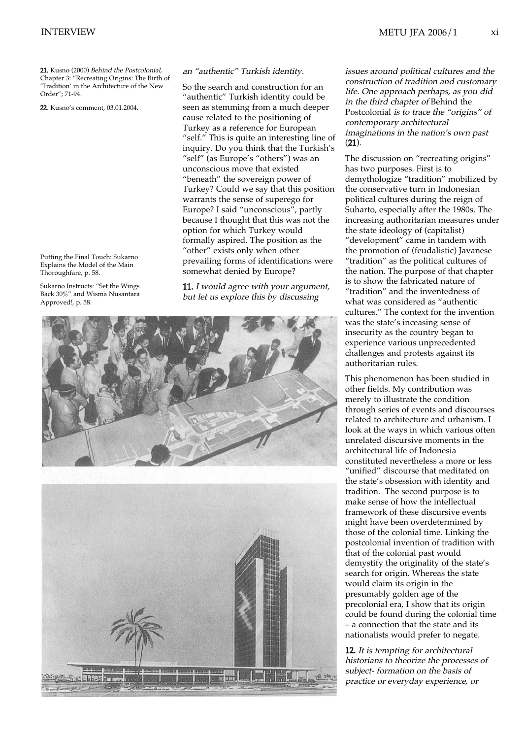21. Kusno (2000) *Behind the Postcolonial*, Chapter 3: "Recreating Origins: The Birth of 'Tradition' in the Architecture of the New Order"; 71-94.

22. Kusno's comment, 03.01.2004.

*an "authentic" Turkish identity.*

So the search and construction for an "authentic" Turkish identity could be seen as stemming from a much deeper cause related to the positioning of Turkey as a reference for European "self." This is quite an interesting line of inquiry. Do you think that the Turkish's "self" (as Europe's "others") was an unconscious move that existed "beneath" the sovereign power of Turkey? Could we say that this position warrants the sense of superego for Europe? I said "unconscious", partly because I thought that this was not the option for which Turkey would formally aspired. The position as the "other" exists only when other prevailing forms of identifications were somewhat denied by Europe?

**11.** *I would agree with your argument, but let us explore this by discussing issues around political cultures and the construction of tradition and customary life. One approach perhaps, as you did in the third chapter of* Behind the Postcolonial *is to trace the "origins" of contemporary architectural imaginations in the nation's own past* (**21**).

Putting the Final Touch: Sukarno Explains the Model of the Main Thoroughfare, p. 58.

Sukarno Instructs: "Set the Wings Back 30%" and Wisma Nusantara Approved!, p. 58.

The discussion on "recreating origins" has two purposes. First is to demythologize "tradition" mobilized by the conservative turn in Indonesian political cultures during the reign of Suharto, especially after the 1980s. The increasing authoritarian measures under the state ideology of (capitalist) "development" came in tandem with the promotion of (feudalistic) Javanese "tradition" as the political cultures of the nation. The purpose of that chapter is to show the fabricated nature of "tradition" and the inventedness of what was considered as "authentic cultures." The context for the invention was the state's inceasing sense of insecurity as the country began to experience various unprecedented challenges and protests against its authoritarian rules.

This phenomenon has been studied in other fields. My contribution was merely to illustrate the condition through series of events and discourses related to architecture and urbanism. I look at the ways in which various often unrelated discursive moments in the architectural life of Indonesia constituted nevertheless a more or less "unified" discourse that meditated on the state's obsession with identity and tradition. The second purpose is to make sense of how the intellectual framework of these discursive events might have been overdetermined by those of the colonial time. Linking the postcolonial invention of tradition with that of the colonial past would demystify the originality of the state's search for origin. Whereas the state would claim its origin in the presumably golden age of the precolonial era, I show that its origin could be found during the colonial time – a connection that the state and its nationalists would prefer to negate.

**12.** *It is tempting for architectural historians to theorize the processes of subject- formation on the basis of practice or everyday experience, or*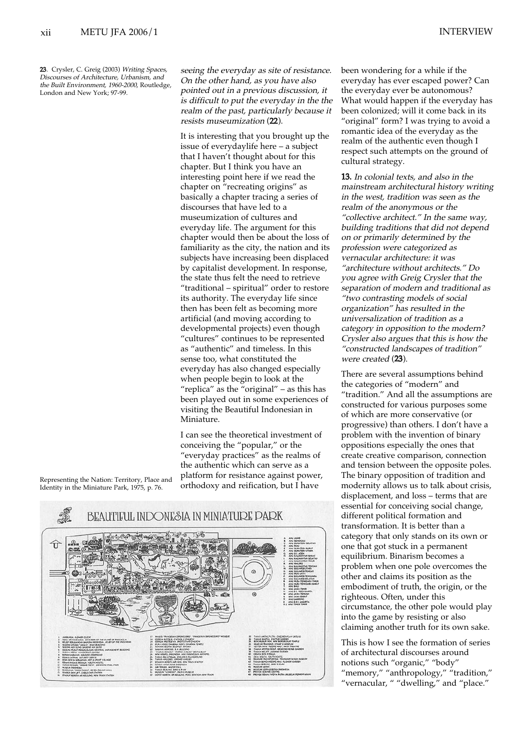23. Crysler, C. Greig (2003) *Writing Spaces, Discourses of Architecture, Urbanism, and the Built Environment, 1960-2000*, Routledge, London and New York; 97-99.

*seeing the everyday as site of resistance. On the other hand, as you have also pointed out in a previous discussion, it is difficult to put the everyday in the the realm of the past, particularly because it resists museumization* (**22**).

It is interesting that you brought up the issue of everydaylife here – a subject that I haven't thought about for this chapter. But I think you have an interesting point here if we read the chapter on "recreating origins" as basically a chapter tracing a series of discourses that have led to a museumization of cultures and everyday life. The argument for this chapter would then be about the loss of familiarity as the city, the nation and its subjects have increasing been displaced by capitalist development. In response, the state thus felt the need to retrieve "traditional – spiritual" order to restore its authority. The everyday life since then has been felt as becoming more artificial (and moving according to developmental projects) even though "cultures" continues to be represented as "authentic" and timeless. In this sense too, what constituted the everyday has also changed especially when people begin to look at the "replica" as the "original" – as this has been played out in some experiences of visiting the Beautiful Indonesian in Miniature.

I can see the theoretical investment of conceiving the "popular," or the "everyday practices" as the realms of the authentic which can serve as a platform for resistance against power, orthodoxy and reification, but I have been wondering for a while if the everyday has ever escaped power? Can the everyday ever be autonomous? What would happen if the everyday has been colonized; will it come back in its "original" form? I was trying to avoid a romantic idea of the everyday as the realm of the authentic even though I respect such attempts on the ground of cultural strategy.

Representing the Nation: Territory, Place and Identity in the Miniature Park, 1975, p. 76.

**13.** *In colonial texts, and also in the mainstream architectural history writing in the west, tradition was seen as the realm of the anonymous or the "collective architect." In the same way, building traditions that did not depend on or primarily determined by the profession were categorized as vernacular architecture: it was "architecture without architects." Do you agree with Greig Crysler that the separation of modern and traditional as "two contrasting models of social organization" has resulted in the universalization of tradition as a category in opposition to the modern? Crysler also argues that this is how the "constructed landscapes of tradition" were created* (**23**).

There are several assumptions behind the categories of "modern" and "tradition." And all the assumptions are constructed for various purposes some of which are more conservative (or progressive) than others. I don't have a problem with the invention of binary oppositions especially the ones that create creative comparison, connection and tension between the opposite poles. The binary opposition of tradition and modernity allows us to talk about crisis, displacement, and loss – terms that are essential for conceiving social change, different political formation and transformation. It is better than a category that only stands on its own or one that got stuck in a permanent equilibrium. Binarism becomes a problem when one pole overcomes the other and claims its position as the embodiment of truth, the origin, or the righteous. Often, under this circumstance, the other pole would play into the game by resisting or also claiming another truth for its own sake.

This is how I see the formation of series of architectural discourses around notions such "organic," "body" "memory," "anthropology," "tradition," "vernacular, " "dwelling," and "place."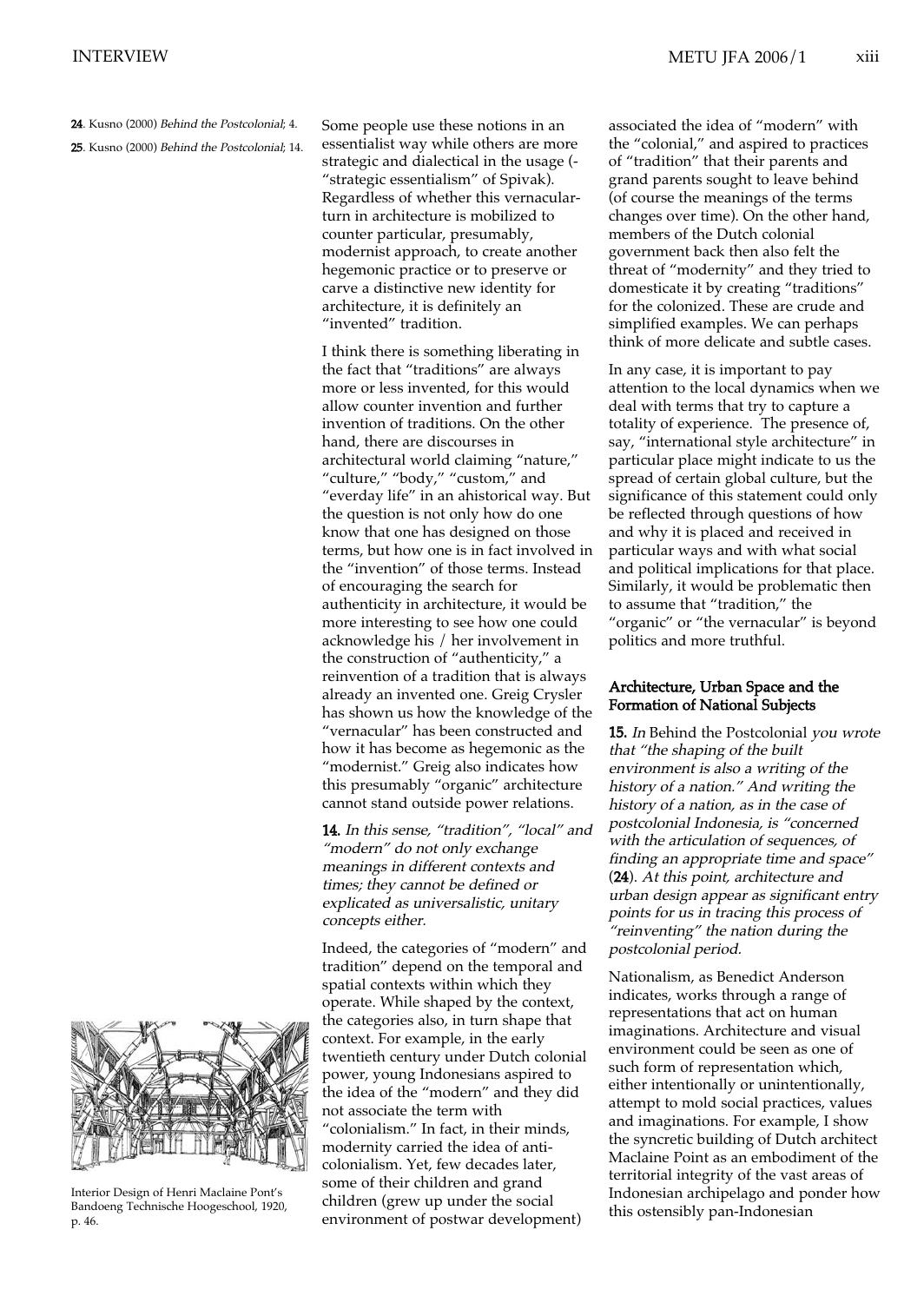24. Kusno (2000) *Behind the Postcolonial*; 4.

25. Kusno (2000) *Behind the Postcolonial*; 14.

Some people use these notions in an essentialist way while others are more strategic and dialectical in the usage (-"strategic essentialism" of Spivak). Regardless of whether this vernacular-turn in architecture is mobilized to counter particular, presumably, modernist approach, to create another hegemonic practice or to preserve or carve a distinctive new identity for architecture, it is definitely an "invented" tradition.

I think there is something liberating in the fact that "traditions" are always more or less invented, for this would allow counter invention and further invention of traditions. On the other hand, there are discourses in architectural world claiming "nature," "culture," "body," "custom," and "everday life" in an ahistorical way. But the question is not only how do one know that one has designed on those terms, but how one is in fact involved in the "invention" of those terms. Instead of encouraging the search for authenticity in architecture, it would be more interesting to see how one could acknowledge his / her involvement in the construction of "authenticity," a reinvention of a tradition that is always already an invented one. Greig Crysler has shown us how the knowledge of the "vernacular" has been constructed and how it has become as hegemonic as the "modernist." Greig also indicates how this presumably "organic" architecture cannot stand outside power relations.

**14.** *In this sense, "tradition", "local" and "modern" do not only exchange meanings in different contexts and times; they cannot be defined or explicated as universalistic, unitary concepts either.*

Indeed, the categories of "modern" and tradition" depend on the temporal and spatial contexts within which they operate. While shaped by the context, the categories also, in turn shape that context. For example, in the early twentieth century under Dutch colonial power, young Indonesians aspired to the idea of the "modern" and they did not associate the term with "colonialism." In fact, in their minds, modernity carried the idea of anti-colonialism. Yet, few decades later, some of their children and grand children (grew up under the social environment of postwar development) associated the idea of "modern" with the "colonial," and aspired to practices of "tradition" that their parents and grand parents sought to leave behind (of course the meanings of the terms changes over time). On the other hand, members of the Dutch colonial government back then also felt the threat of "modernity" and they tried to domesticate it by creating "traditions" for the colonized. These are crude and simplified examples. We can perhaps think of more delicate and subtle cases.

In any case, it is important to pay attention to the local dynamics when we deal with terms that try to capture a totality of experience. The presence of, say, "international style architecture" in particular place might indicate to us the spread of certain global culture, but the significance of this statement could only be reflected through questions of how and why it is placed and received in particular ways and with what social and political implications for that place. Similarly, it would be problematic then to assume that "tradition," the "organic" or "the vernacular" is beyond politics and more truthful.

Interior Design of Henri Maclaine Pont's Bandoeng Technische Hoogeschool, 1920, p. 46.

## Architecture, Urban Space and the Formation of National Subjects

**15.** *In* Behind the Postcolonial *you wrote that "the shaping of the built environment is also a writing of the history of a nation." And writing the history of a nation, as in the case of postcolonial Indonesia, is "concerned with the articulation of sequences, of finding an appropriate time and space"* (**24**). *At this point, architecture and urban design appear as significant entry points for us in tracing this process of "reinventing" the nation during the postcolonial period.*

Nationalism, as Benedict Anderson indicates, works through a range of representations that act on human imaginations. Architecture and visual environment could be seen as one of such form of representation which, either intentionally or unintentionally, attempt to mold social practices, values and imaginations. For example, I show the syncretic building of Dutch architect Maclaine Point as an embodiment of the territorial integrity of the vast areas of Indonesian archipelago and ponder how this ostensibly pan-Indonesian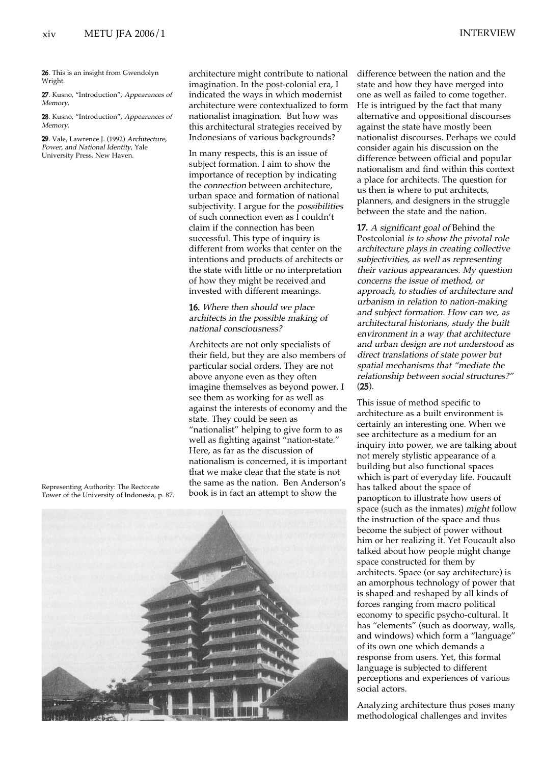26. This is an insight from Gwendolyn Wright.

27. Kusno, "Introduction", *Appearances of Memory*.

28. Kusno, "Introduction", *Appearances of Memory*.

29. Vale, Lawrence J. (1992) *Architecture, Power, and National Identity*, Yale University Press, New Haven.

architecture might contribute to national imagination. In the post-colonial era, I indicated the ways in which modernist architecture were contextualized to form nationalist imagination. But how was this architectural strategies received by Indonesians of various backgrounds?

In many respects, this is an issue of subject formation. I aim to show the importance of reception by indicating the *connection* between architecture, urban space and formation of national subjectivity. I argue for the *possibilities* of such connection even as I couldn't claim if the connection has been successful. This type of inquiry is different from works that center on the intentions and products of architects or the state with little or no interpretation of how they might be received and invested with different meanings.

**16.** *Where then should we place architects in the possible making of national consciousness?*

Architects are not only specialists of their field, but they are also members of particular social orders. They are not above anyone even as they often imagine themselves as beyond power. I see them as working for as well as against the interests of economy and the state. They could be seen as "nationalist" helping to give form to as well as fighting against "nation-state." Here, as far as the discussion of nationalism is concerned, it is important that we make clear that the state is not the same as the nation. Ben Anderson's book is in fact an attempt to show the difference between the nation and the state and how they have merged into one as well as failed to come together. He is intrigued by the fact that many alternative and oppositional discourses against the state have mostly been nationalist discourses. Perhaps we could consider again his discussion on the difference between official and popular nationalism and find within this context a place for architects. The question for us then is where to put architects, planners, and designers in the struggle between the state and the nation.

Representing Authority: The Rectorate Tower of the University of Indonesia, p. 87.

**17.** *A significant goal of* Behind the Postcolonial *is to show the pivotal role architecture plays in creating collective subjectivities, as well as representing their various appearances. My question concerns the issue of method, or approach, to studies of architecture and urbanism in relation to nation-making and subject formation. How can we, as architectural historians, study the built environment in a way that architecture and urban design are not understood as direct translations of state power but spatial mechanisms that "mediate the relationship between social structures?"* (**25**).

This issue of method specific to architecture as a built environment is certainly an interesting one. When we see architecture as a medium for an inquiry into power, we are talking about not merely stylistic appearance of a building but also functional spaces which is part of everyday life. Foucault has talked about the space of panopticon to illustrate how users of space (such as the inmates) *might* follow the instruction of the space and thus become the subject of power without him or her realizing it. Yet Foucault also talked about how people might change space constructed for them by architects. Space (or say architecture) is an amorphous technology of power that is shaped and reshaped by all kinds of forces ranging from macro political economy to specific psycho-cultural. It has "elements" (such as doorway, walls, and windows) which form a "language" of its own one which demands a response from users. Yet, this formal language is subjected to different perceptions and experiences of various social actors.

Analyzing architecture thus poses many methodological challenges and invites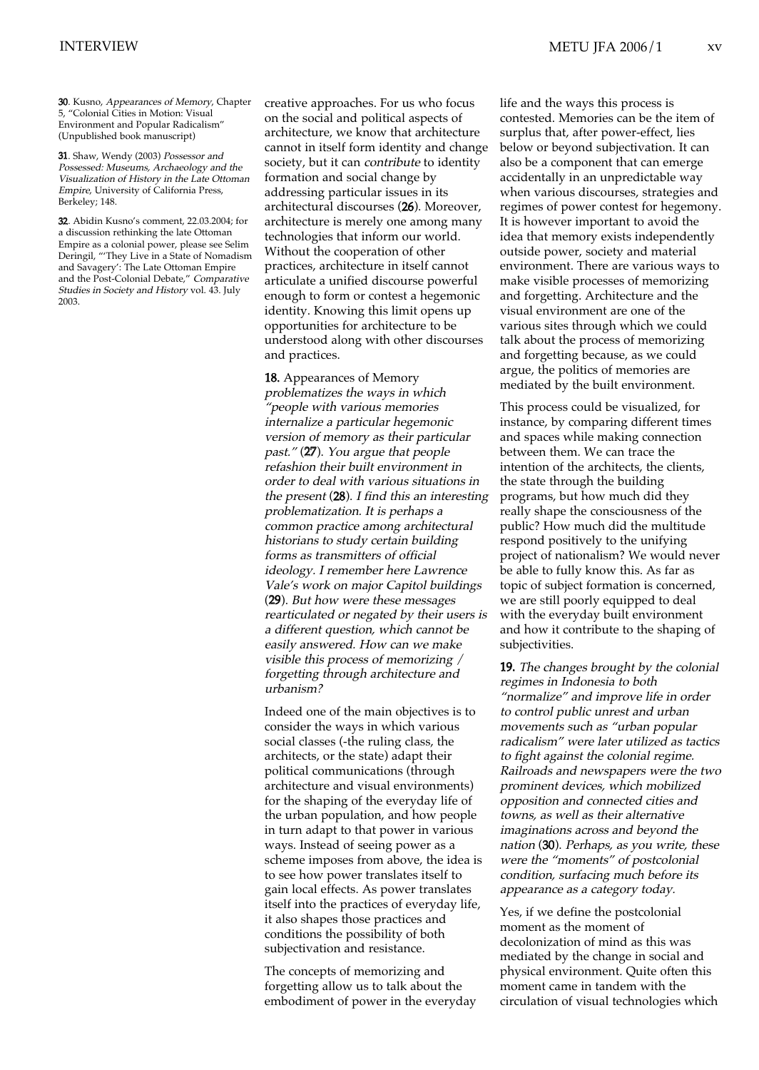creative approaches. For us who focus on the social and political aspects of architecture, we know that architecture cannot in itself form identity and change society, but it can *contribute* to identity formation and social change by addressing particular issues in its architectural discourses (**26**). Moreover, architecture is merely one among many technologies that inform our world. Without the cooperation of other practices, architecture in itself cannot articulate a unified discourse powerful enough to form or contest a hegemonic identity. Knowing this limit opens up opportunities for architecture to be understood along with other discourses and practices.

**18.** Appearances of Memory *problematizes the ways in which "people with various memories internalize a particular hegemonic version of memory as their particular past." (**27**). You argue that people refashion their built environment in order to deal with various situations in the present (**28**). I find this an interesting problematization. It is perhaps a common practice among architectural historians to study certain building forms as transmitters of official ideology. I remember here Lawrence Vale's work on major Capitol buildings (**29**). But how were these messages rearticulated or negated by their users is a different question, which cannot be easily answered. How can we make visible this process of memorizing / forgetting through architecture and urbanism?*

Indeed one of the main objectives is to consider the ways in which various social classes (-the ruling class, the architects, or the state) adapt their political communications (through architecture and visual environments) for the shaping of the everyday life of the urban population, and how people in turn adapt to that power in various ways. Instead of seeing power as a scheme imposes from above, the idea is to see how power translates itself to gain local effects. As power translates itself into the practices of everyday life, it also shapes those practices and conditions the possibility of both subjectivation and resistance.

The concepts of memorizing and forgetting allow us to talk about the embodiment of power in the everyday life and the ways this process is contested. Memories can be the item of surplus that, after power-effect, lies below or beyond subjectivation. It can also be a component that can emerge accidentally in an unpredictable way when various discourses, strategies and regimes of power contest for hegemony. It is however important to avoid the idea that memory exists independently outside power, society and material environment. There are various ways to make visible processes of memorizing and forgetting. Architecture and the visual environment are one of the various sites through which we could talk about the process of memorizing and forgetting because, as we could argue, the politics of memories are mediated by the built environment.

This process could be visualized, for instance, by comparing different times and spaces while making connection between them. We can trace the intention of the architects, the clients, the state through the building programs, but how much did they really shape the consciousness of the public? How much did the multitude respond positively to the unifying project of nationalism? We would never be able to fully know this. As far as topic of subject formation is concerned, we are still poorly equipped to deal with the everyday built environment and how it contribute to the shaping of subjectivities.

**19.** *The changes brought by the colonial regimes in Indonesia to both "normalize" and improve life in order to control public unrest and urban movements such as "urban popular radicalism" were later utilized as tactics to fight against the colonial regime. Railroads and newspapers were the two prominent devices, which mobilized opposition and connected cities and towns, as well as their alternative imaginations across and beyond the nation (**30**). Perhaps, as you write, these were the "moments" of postcolonial condition, surfacing much before its appearance as a category today.*

Yes, if we define the postcolonial moment as the moment of decolonization of mind as this was mediated by the change in social and physical environment. Quite often this moment came in tandem with the circulation of visual technologies which

---

**30**. Kusno, *Appearances of Memory*, Chapter 5, "Colonial Cities in Motion: Visual Environment and Popular Radicalism" (Unpublished book manuscript)

**31**. Shaw, Wendy (2003) *Possessor and Possessed: Museums, Archaeology and the Visualization of History in the Late Ottoman Empire*, University of California Press, Berkeley; 148.

**32**. Abidin Kusno's comment, 22.03.2004; for a discussion rethinking the late Ottoman Empire as a colonial power, please see Selim Deringil, "'They Live in a State of Nomadism and Savagery': The Late Ottoman Empire and the Post-Colonial Debate," *Comparative Studies in Society and History* vol. 43. July 2003.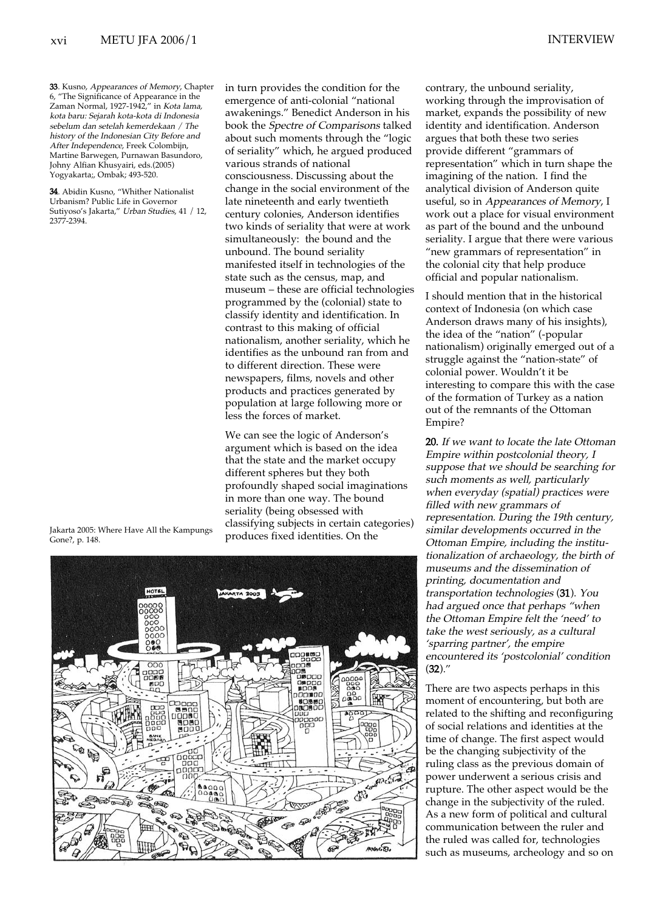33. Kusno, *Appearances of Memory*, Chapter 6, "The Significance of Appearance in the Zaman Normal, 1927-1942," in *Kota lama, kota baru: Sejarah kota-kota di Indonesia sebelum dan setelah kemerdekaan / The history of the Indonesian City Before and After Independence*, Freek Colombijn, Martine Barwegen, Purnawan Basundoro, Johny Alfian Khusyairi, eds.(2005) Yogyakarta;, Ombak; 493-520.

34. Abidin Kusno, "Whither Nationalist Urbanism? Public Life in Governor Sutiyoso's Jakarta," *Urban Studies*, 41 / 12, 2377-2394.

in turn provides the condition for the emergence of anti-colonial "national awakenings." Benedict Anderson in his book the *Spectre of Comparisons* talked about such moments through the "logic of seriality" which, he argued produced various strands of national consciousness. Discussing about the change in the social environment of the late nineteenth and early twentieth century colonies, Anderson identifies two kinds of seriality that were at work simultaneously: the bound and the unbound. The bound seriality manifested itself in technologies of the state such as the census, map, and museum – these are official technologies programmed by the (colonial) state to classify identity and identification. In contrast to this making of official nationalism, another seriality, which he identifies as the unbound ran from and to different direction. These were newspapers, films, novels and other products and practices generated by population at large following more or less the forces of market.

We can see the logic of Anderson's argument which is based on the idea that the state and the market occupy different spheres but they both profoundly shaped social imaginations in more than one way. The bound seriality (being obsessed with classifying subjects in certain categories) produces fixed identities. On the contrary, the unbound seriality, working through the improvisation of market, expands the possibility of new identity and identification. Anderson argues that both these two series provide different "grammars of representation" which in turn shape the imagining of the nation. I find the analytical division of Anderson quite useful, so in *Appearances of Memory*, I work out a place for visual environment as part of the bound and the unbound seriality. I argue that there were various "new grammars of representation" in the colonial city that help produce official and popular nationalism.

I should mention that in the historical context of Indonesia (on which case Anderson draws many of his insights), the idea of the "nation" (-popular nationalism) originally emerged out of a struggle against the "nation-state" of colonial power. Wouldn't it be interesting to compare this with the case of the formation of Turkey as a nation out of the remnants of the Ottoman Empire?

Jakarta 2005: Where Have All the Kampungs Gone?, p. 148.

**20.** *If we want to locate the late Ottoman Empire within postcolonial theory, I suppose that we should be searching for such moments as well, particularly when everyday (spatial) practices were filled with new grammars of representation. During the 19th century, similar developments occurred in the Ottoman Empire, including the institutionalization of archaeology, the birth of museums and the dissemination of printing, documentation and transportation technologies* (**31**). *You had argued once that perhaps "when the Ottoman Empire felt the 'need' to take the west seriously, as a cultural 'sparring partner', the empire encountered its 'postcolonial' condition* (**32**)."

There are two aspects perhaps in this moment of encountering, but both are related to the shifting and reconfiguring of social relations and identities at the time of change. The first aspect would be the changing subjectivity of the ruling class as the previous domain of power underwent a serious crisis and rupture. The other aspect would be the change in the subjectivity of the ruled. As a new form of political and cultural communication between the ruler and the ruled was called for, technologies such as museums, archeology and so on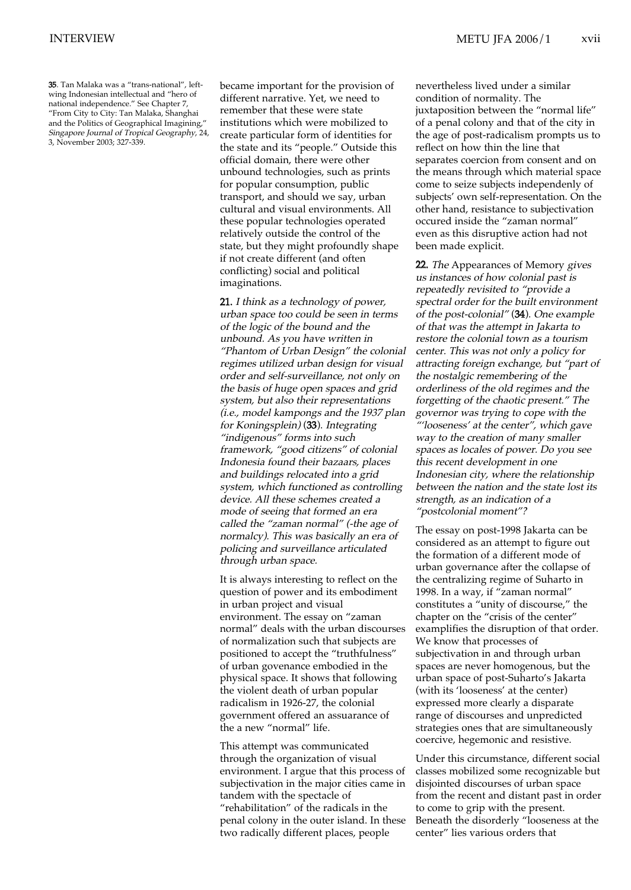35. Tan Malaka was a "trans-national", left-wing Indonesian intellectual and "hero of national independence." See Chapter 7, "From City to City: Tan Malaka, Shanghai and the Politics of Geographical Imagining," *Singapore Journal of Tropical Geography*, 24, 3, November 2003; 327-339.

became important for the provision of different narrative. Yet, we need to remember that these were state institutions which were mobilized to create particular form of identities for the state and its "people." Outside this official domain, there were other unbound technologies, such as prints for popular consumption, public transport, and should we say, urban cultural and visual environments. All these popular technologies operated relatively outside the control of the state, but they might profoundly shape if not create different (and often conflicting) social and political imaginations.

**21.** *I think as a technology of power, urban space too could be seen in terms of the logic of the bound and the unbound. As you have written in "Phantom of Urban Design" the colonial regimes utilized urban design for visual order and self-surveillance, not only on the basis of huge open spaces and grid system, but also their representations (i.e., model kampongs and the 1937 plan for Koningsplein)* (**33**). *Integrating "indigenous" forms into such framework, "good citizens" of colonial Indonesia found their bazaars, places and buildings relocated into a grid system, which functioned as controlling device. All these schemes created a mode of seeing that formed an era called the "zaman normal" (-the age of normalcy). This was basically an era of policing and surveillance articulated through urban space.*

It is always interesting to reflect on the question of power and its embodiment in urban project and visual environment. The essay on "zaman normal" deals with the urban discourses of normalization such that subjects are positioned to accept the "truthfulness" of urban govenance embodied in the physical space. It shows that following the violent death of urban popular radicalism in 1926-27, the colonial government offered an assuarance of the a new "normal" life.

This attempt was communicated through the organization of visual environment. I argue that this process of subjectivation in the major cities came in tandem with the spectacle of "rehabilitation" of the radicals in the penal colony in the outer island. In these two radically different places, people nevertheless lived under a similar condition of normality. The juxtaposition between the "normal life" of a penal colony and that of the city in the age of post-radicalism prompts us to reflect on how thin the line that separates coercion from consent and on the means through which material space come to seize subjects independenly of subjects' own self-representation. On the other hand, resistance to subjectivation occured inside the "zaman normal" even as this disruptive action had not been made explicit.

**22.** *The* Appearances of Memory *gives us instances of how colonial past is repeatedly revisited to "provide a spectral order for the built environment of the post-colonial"* (**34**). *One example of that was the attempt in Jakarta to restore the colonial town as a tourism center. This was not only a policy for attracting foreign exchange, but "part of the nostalgic remembering of the orderliness of the old regimes and the forgetting of the chaotic present." The governor was trying to cope with the "'looseness' at the center", which gave way to the creation of many smaller spaces as locales of power. Do you see this recent development in one Indonesian city, where the relationship between the nation and the state lost its strength, as an indication of a "postcolonial moment"?*

The essay on post-1998 Jakarta can be considered as an attempt to figure out the formation of a different mode of urban governance after the collapse of the centralizing regime of Suharto in 1998. In a way, if "zaman normal" constitutes a "unity of discourse," the chapter on the "crisis of the center" examplifies the disruption of that order. We know that processes of subjectivation in and through urban spaces are never homogenous, but the urban space of post-Suharto's Jakarta (with its 'looseness' at the center) expressed more clearly a disparate range of discourses and unpredicted strategies ones that are simultaneously coercive, hegemonic and resistive.

Under this circumstance, different social classes mobilized some recognizable but disjointed discourses of urban space from the recent and distant past in order to come to grip with the present. Beneath the disorderly "looseness at the center" lies various orders that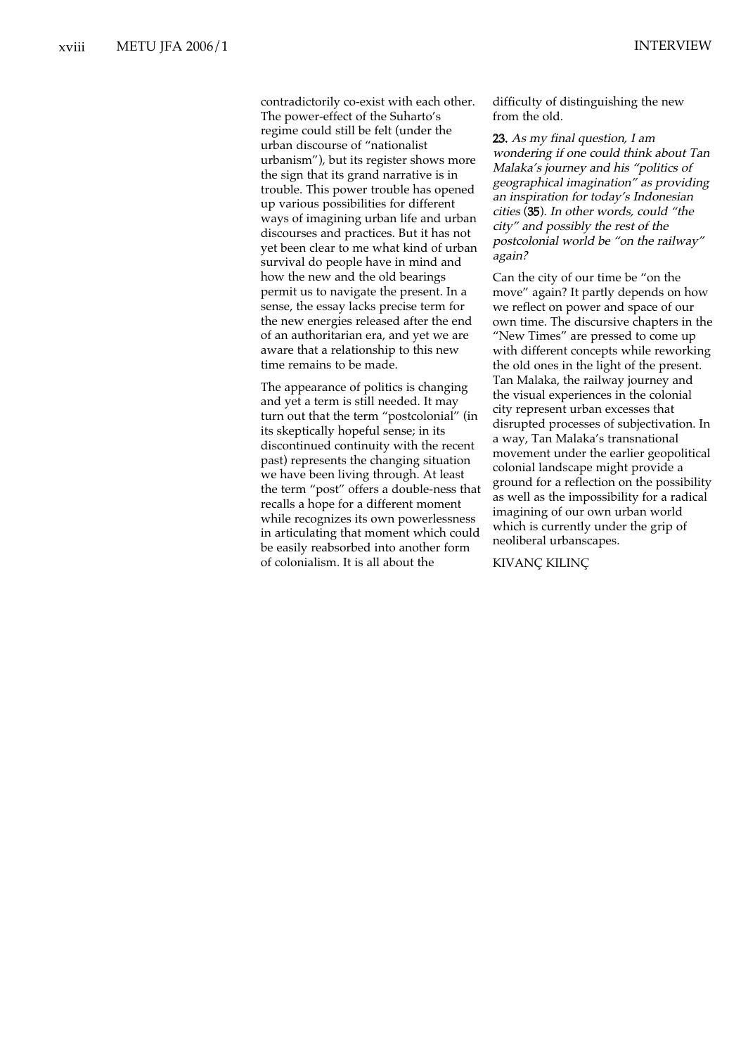contradictorily co-exist with each other. The power-effect of the Suharto's regime could still be felt (under the urban discourse of "nationalist urbanism"), but its register shows more the sign that its grand narrative is in trouble. This power trouble has opened up various possibilities for different ways of imagining urban life and urban discourses and practices. But it has not yet been clear to me what kind of urban survival do people have in mind and how the new and the old bearings permit us to navigate the present. In a sense, the essay lacks precise term for the new energies released after the end of an authoritarian era, and yet we are aware that a relationship to this new time remains to be made.

The appearance of politics is changing and yet a term is still needed. It may turn out that the term "postcolonial" (in its skeptically hopeful sense; in its discontinued continuity with the recent past) represents the changing situation we have been living through. At least the term "post" offers a double-ness that recalls a hope for a different moment while recognizes its own powerlessness in articulating that moment which could be easily reabsorbed into another form of colonialism. It is all about the difficulty of distinguishing the new from the old.

**23.** *As my final question, I am wondering if one could think about Tan Malaka's journey and his "politics of geographical imagination" as providing an inspiration for today's Indonesian cities* (**35**). *In other words, could "the city" and possibly the rest of the postcolonial world be "on the railway" again?*

Can the city of our time be "on the move" again? It partly depends on how we reflect on power and space of our own time. The discursive chapters in the "New Times" are pressed to come up with different concepts while reworking the old ones in the light of the present. Tan Malaka, the railway journey and the visual experiences in the colonial city represent urban excesses that disrupted processes of subjectivation. In a way, Tan Malaka's transnational movement under the earlier geopolitical colonial landscape might provide a ground for a reflection on the possibility as well as the impossibility for a radical imagining of our own urban world which is currently under the grip of neoliberal urbanscapes.

KIVANÇ KILINÇ